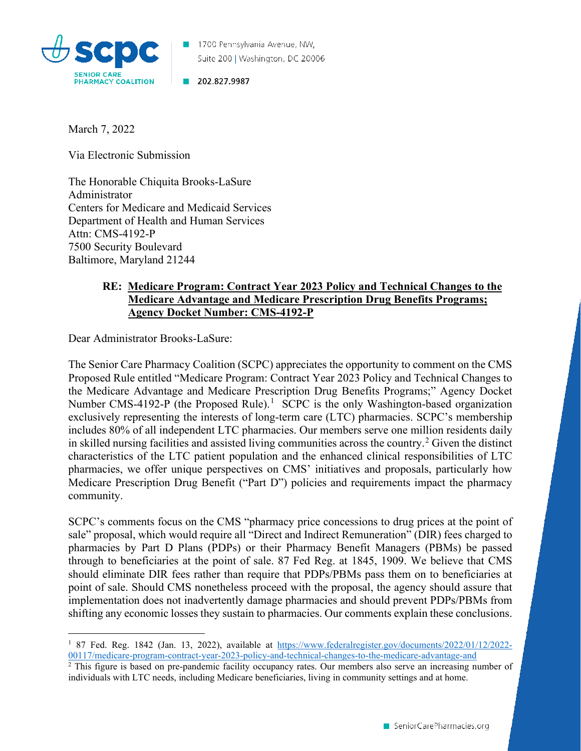SCPC
SENIOR CARE PHARMACY COALITION

1700 Pennsylvania Avenue, NW,
Suite 200 | Washington, DC 20006

202.827.9987

March 7, 2022

Via Electronic Submission

The Honorable Chiquita Brooks-LaSure
Administrator
Centers for Medicare and Medicaid Services
Department of Health and Human Services
Attn: CMS-4192-P
7500 Security Boulevard
Baltimore, Maryland 21244

**RE: <u>Medicare Program: Contract Year 2023 Policy and Technical Changes to the Medicare Advantage and Medicare Prescription Drug Benefits Programs; Agency Docket Number: CMS-4192-P</u>**

Dear Administrator Brooks-LaSure:

The Senior Care Pharmacy Coalition (SCPC) appreciates the opportunity to comment on the CMS Proposed Rule entitled "Medicare Program: Contract Year 2023 Policy and Technical Changes to the Medicare Advantage and Medicare Prescription Drug Benefits Programs;" Agency Docket Number CMS-4192-P (the Proposed Rule).[1] SCPC is the only Washington-based organization exclusively representing the interests of long-term care (LTC) pharmacies. SCPC's membership includes 80% of all independent LTC pharmacies. Our members serve one million residents daily in skilled nursing facilities and assisted living communities across the country.[2] Given the distinct characteristics of the LTC patient population and the enhanced clinical responsibilities of LTC pharmacies, we offer unique perspectives on CMS' initiatives and proposals, particularly how Medicare Prescription Drug Benefit ("Part D") policies and requirements impact the pharmacy community.

SCPC's comments focus on the CMS "pharmacy price concessions to drug prices at the point of sale" proposal, which would require all "Direct and Indirect Remuneration" (DIR) fees charged to pharmacies by Part D Plans (PDPs) or their Pharmacy Benefit Managers (PBMs) be passed through to beneficiaries at the point of sale. 87 Fed Reg. at 1845, 1909. We believe that CMS should eliminate DIR fees rather than require that PDPs/PBMs pass them on to beneficiaries at point of sale. Should CMS nonetheless proceed with the proposal, the agency should assure that implementation does not inadvertently damage pharmacies and should prevent PDPs/PBMs from shifting any economic losses they sustain to pharmacies. Our comments explain these conclusions.

---

[1] 87 Fed. Reg. 1842 (Jan. 13, 2022), available at https://www.federalregister.gov/documents/2022/01/12/2022-00117/medicare-program-contract-year-2023-policy-and-technical-changes-to-the-medicare-advantage-and

[2] This figure is based on pre-pandemic facility occupancy rates. Our members also serve an increasing number of individuals with LTC needs, including Medicare beneficiaries, living in community settings and at home.

SeniorCarePharmacies.org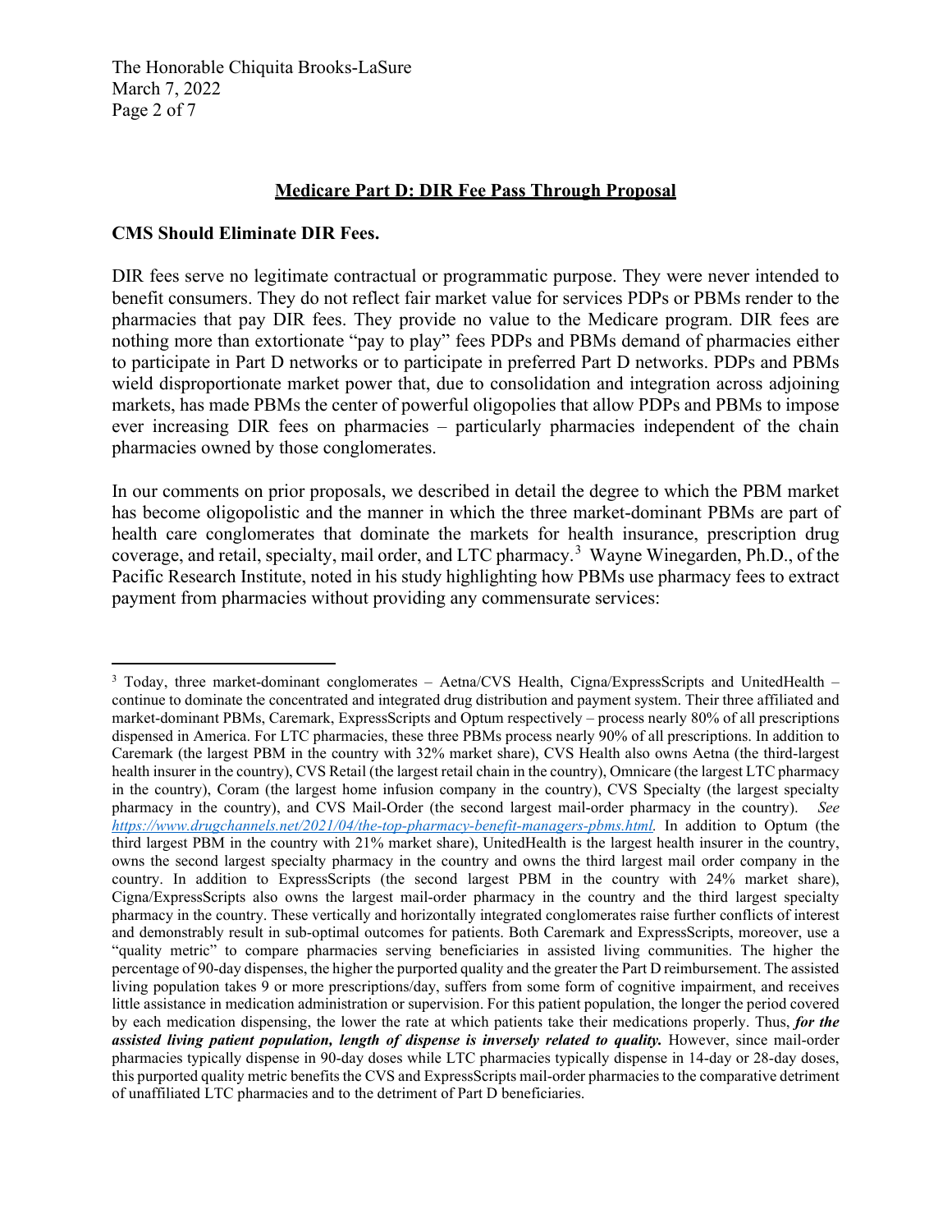## Medicare Part D: DIR Fee Pass Through Proposal

### CMS Should Eliminate DIR Fees.

DIR fees serve no legitimate contractual or programmatic purpose. They were never intended to benefit consumers. They do not reflect fair market value for services PDPs or PBMs render to the pharmacies that pay DIR fees. They provide no value to the Medicare program. DIR fees are nothing more than extortionate "pay to play" fees PDPs and PBMs demand of pharmacies either to participate in Part D networks or to participate in preferred Part D networks. PDPs and PBMs wield disproportionate market power that, due to consolidation and integration across adjoining markets, has made PBMs the center of powerful oligopolies that allow PDPs and PBMs to impose ever increasing DIR fees on pharmacies – particularly pharmacies independent of the chain pharmacies owned by those conglomerates.

In our comments on prior proposals, we described in detail the degree to which the PBM market has become oligopolistic and the manner in which the three market-dominant PBMs are part of health care conglomerates that dominate the markets for health insurance, prescription drug coverage, and retail, specialty, mail order, and LTC pharmacy.[3] Wayne Winegarden, Ph.D., of the Pacific Research Institute, noted in his study highlighting how PBMs use pharmacy fees to extract payment from pharmacies without providing any commensurate services:

---

[3] Today, three market-dominant conglomerates – Aetna/CVS Health, Cigna/ExpressScripts and UnitedHealth – continue to dominate the concentrated and integrated drug distribution and payment system. Their three affiliated and market-dominant PBMs, Caremark, ExpressScripts and Optum respectively – process nearly 80% of all prescriptions dispensed in America. For LTC pharmacies, these three PBMs process nearly 90% of all prescriptions. In addition to Caremark (the largest PBM in the country with 32% market share), CVS Health also owns Aetna (the third-largest health insurer in the country), CVS Retail (the largest retail chain in the country), Omnicare (the largest LTC pharmacy in the country), Coram (the largest home infusion company in the country), CVS Specialty (the largest specialty pharmacy in the country), and CVS Mail-Order (the second largest mail-order pharmacy in the country). *See https://www.drugchannels.net/2021/04/the-top-pharmacy-benefit-managers-pbms.html.* In addition to Optum (the third largest PBM in the country with 21% market share), UnitedHealth is the largest health insurer in the country, owns the second largest specialty pharmacy in the country and owns the third largest mail order company in the country. In addition to ExpressScripts (the second largest PBM in the country with 24% market share), Cigna/ExpressScripts also owns the largest mail-order pharmacy in the country and the third largest specialty pharmacy in the country. These vertically and horizontally integrated conglomerates raise further conflicts of interest and demonstrably result in sub-optimal outcomes for patients. Both Caremark and ExpressScripts, moreover, use a "quality metric" to compare pharmacies serving beneficiaries in assisted living communities. The higher the percentage of 90-day dispenses, the higher the purported quality and the greater the Part D reimbursement. The assisted living population takes 9 or more prescriptions/day, suffers from some form of cognitive impairment, and receives little assistance in medication administration or supervision. For this patient population, the longer the period covered by each medication dispensing, the lower the rate at which patients take their medications properly. Thus, ***for the assisted living patient population, length of dispense is inversely related to quality.*** However, since mail-order pharmacies typically dispense in 90-day doses while LTC pharmacies typically dispense in 14-day or 28-day doses, this purported quality metric benefits the CVS and ExpressScripts mail-order pharmacies to the comparative detriment of unaffiliated LTC pharmacies and to the detriment of Part D beneficiaries.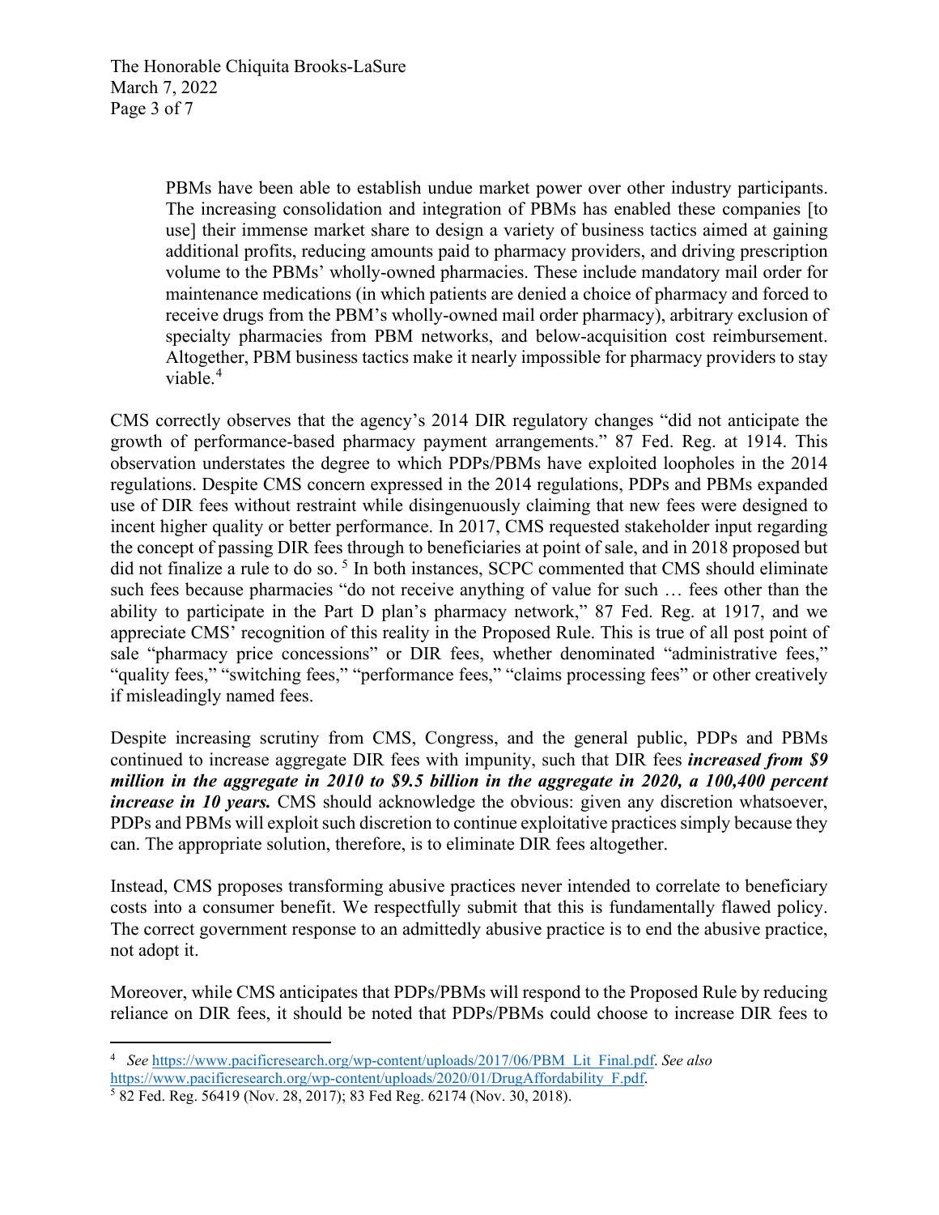> PBMs have been able to establish undue market power over other industry participants. The increasing consolidation and integration of PBMs has enabled these companies [to use] their immense market share to design a variety of business tactics aimed at gaining additional profits, reducing amounts paid to pharmacy providers, and driving prescription volume to the PBMs' wholly-owned pharmacies. These include mandatory mail order for maintenance medications (in which patients are denied a choice of pharmacy and forced to receive drugs from the PBM's wholly-owned mail order pharmacy), arbitrary exclusion of specialty pharmacies from PBM networks, and below-acquisition cost reimbursement. Altogether, PBM business tactics make it nearly impossible for pharmacy providers to stay viable.[4]

CMS correctly observes that the agency's 2014 DIR regulatory changes "did not anticipate the growth of performance-based pharmacy payment arrangements." 87 Fed. Reg. at 1914. This observation understates the degree to which PDPs/PBMs have exploited loopholes in the 2014 regulations. Despite CMS concern expressed in the 2014 regulations, PDPs and PBMs expanded use of DIR fees without restraint while disingenuously claiming that new fees were designed to incent higher quality or better performance. In 2017, CMS requested stakeholder input regarding the concept of passing DIR fees through to beneficiaries at point of sale, and in 2018 proposed but did not finalize a rule to do so.[5] In both instances, SCPC commented that CMS should eliminate such fees because pharmacies "do not receive anything of value for such … fees other than the ability to participate in the Part D plan's pharmacy network," 87 Fed. Reg. at 1917, and we appreciate CMS' recognition of this reality in the Proposed Rule. This is true of all post point of sale "pharmacy price concessions" or DIR fees, whether denominated "administrative fees," "quality fees," "switching fees," "performance fees," "claims processing fees" or other creatively if misleadingly named fees.

Despite increasing scrutiny from CMS, Congress, and the general public, PDPs and PBMs continued to increase aggregate DIR fees with impunity, such that DIR fees ***increased from $9 million in the aggregate in 2010 to $9.5 billion in the aggregate in 2020, a 100,400 percent increase in 10 years.*** CMS should acknowledge the obvious: given any discretion whatsoever, PDPs and PBMs will exploit such discretion to continue exploitative practices simply because they can. The appropriate solution, therefore, is to eliminate DIR fees altogether.

Instead, CMS proposes transforming abusive practices never intended to correlate to beneficiary costs into a consumer benefit. We respectfully submit that this is fundamentally flawed policy. The correct government response to an admittedly abusive practice is to end the abusive practice, not adopt it.

Moreover, while CMS anticipates that PDPs/PBMs will respond to the Proposed Rule by reducing reliance on DIR fees, it should be noted that PDPs/PBMs could choose to increase DIR fees to

---

[4] *See* https://www.pacificresearch.org/wp-content/uploads/2017/06/PBM_Lit_Final.pdf. *See also* https://www.pacificresearch.org/wp-content/uploads/2020/01/DrugAffordability_F.pdf.

[5] 82 Fed. Reg. 56419 (Nov. 28, 2017); 83 Fed Reg. 62174 (Nov. 30, 2018).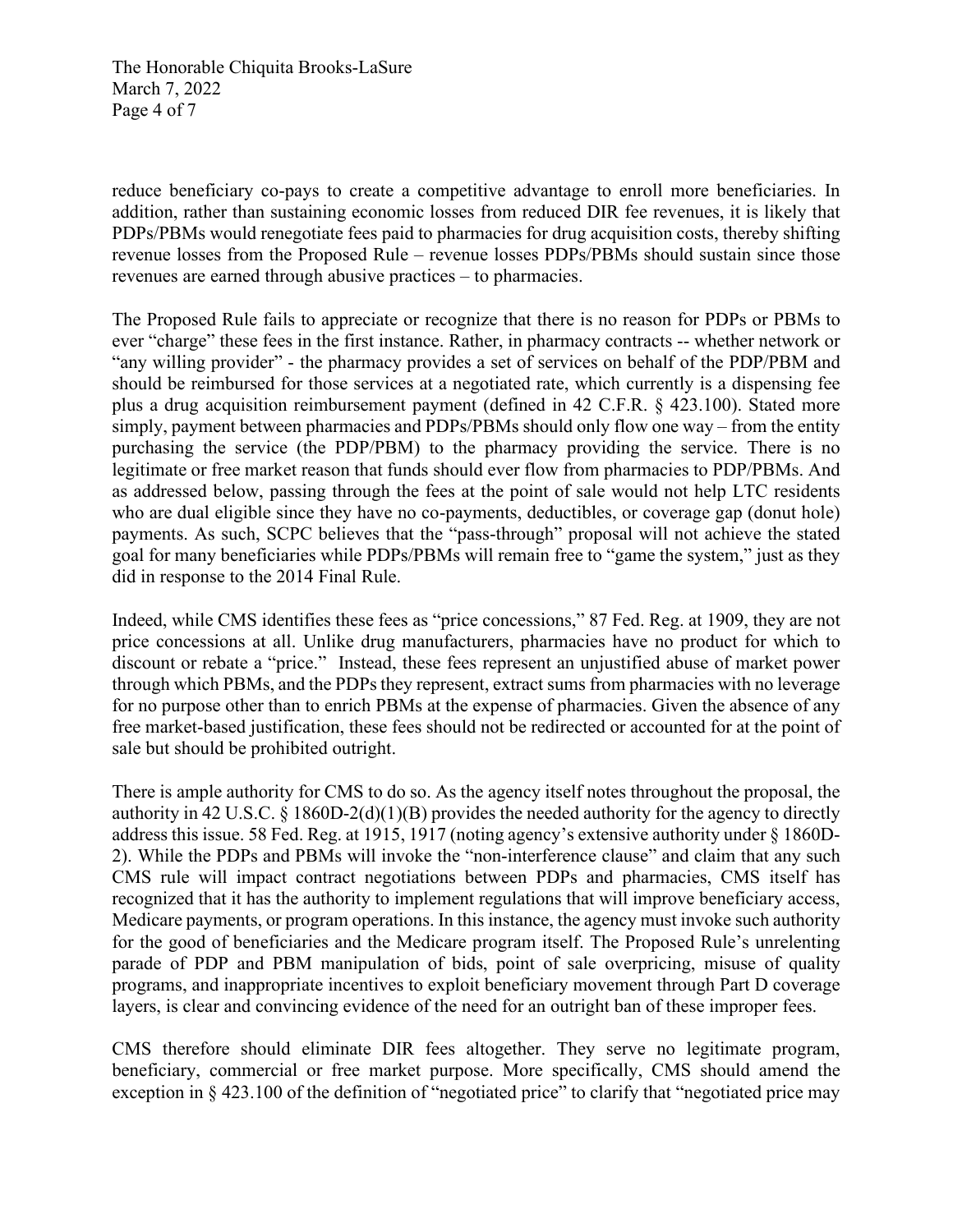reduce beneficiary co-pays to create a competitive advantage to enroll more beneficiaries. In addition, rather than sustaining economic losses from reduced DIR fee revenues, it is likely that PDPs/PBMs would renegotiate fees paid to pharmacies for drug acquisition costs, thereby shifting revenue losses from the Proposed Rule – revenue losses PDPs/PBMs should sustain since those revenues are earned through abusive practices – to pharmacies.

The Proposed Rule fails to appreciate or recognize that there is no reason for PDPs or PBMs to ever "charge" these fees in the first instance. Rather, in pharmacy contracts -- whether network or "any willing provider" - the pharmacy provides a set of services on behalf of the PDP/PBM and should be reimbursed for those services at a negotiated rate, which currently is a dispensing fee plus a drug acquisition reimbursement payment (defined in 42 C.F.R. § 423.100). Stated more simply, payment between pharmacies and PDPs/PBMs should only flow one way – from the entity purchasing the service (the PDP/PBM) to the pharmacy providing the service. There is no legitimate or free market reason that funds should ever flow from pharmacies to PDP/PBMs. And as addressed below, passing through the fees at the point of sale would not help LTC residents who are dual eligible since they have no co-payments, deductibles, or coverage gap (donut hole) payments. As such, SCPC believes that the "pass-through" proposal will not achieve the stated goal for many beneficiaries while PDPs/PBMs will remain free to "game the system," just as they did in response to the 2014 Final Rule.

Indeed, while CMS identifies these fees as "price concessions," 87 Fed. Reg. at 1909, they are not price concessions at all. Unlike drug manufacturers, pharmacies have no product for which to discount or rebate a "price." Instead, these fees represent an unjustified abuse of market power through which PBMs, and the PDPs they represent, extract sums from pharmacies with no leverage for no purpose other than to enrich PBMs at the expense of pharmacies. Given the absence of any free market-based justification, these fees should not be redirected or accounted for at the point of sale but should be prohibited outright.

There is ample authority for CMS to do so. As the agency itself notes throughout the proposal, the authority in 42 U.S.C. § 1860D-2(d)(1)(B) provides the needed authority for the agency to directly address this issue. 58 Fed. Reg. at 1915, 1917 (noting agency's extensive authority under § 1860D-2). While the PDPs and PBMs will invoke the "non-interference clause" and claim that any such CMS rule will impact contract negotiations between PDPs and pharmacies, CMS itself has recognized that it has the authority to implement regulations that will improve beneficiary access, Medicare payments, or program operations. In this instance, the agency must invoke such authority for the good of beneficiaries and the Medicare program itself. The Proposed Rule's unrelenting parade of PDP and PBM manipulation of bids, point of sale overpricing, misuse of quality programs, and inappropriate incentives to exploit beneficiary movement through Part D coverage layers, is clear and convincing evidence of the need for an outright ban of these improper fees.

CMS therefore should eliminate DIR fees altogether. They serve no legitimate program, beneficiary, commercial or free market purpose. More specifically, CMS should amend the exception in § 423.100 of the definition of "negotiated price" to clarify that "negotiated price may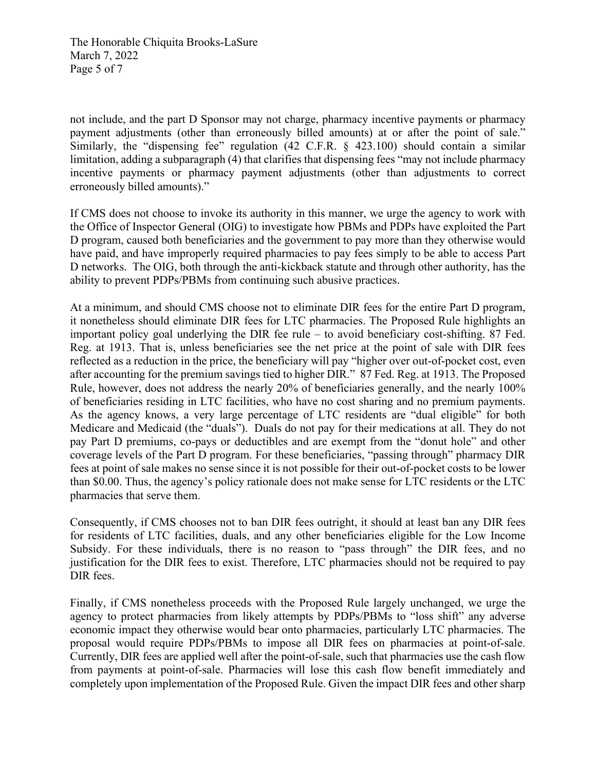not include, and the part D Sponsor may not charge, pharmacy incentive payments or pharmacy payment adjustments (other than erroneously billed amounts) at or after the point of sale." Similarly, the "dispensing fee" regulation (42 C.F.R. § 423.100) should contain a similar limitation, adding a subparagraph (4) that clarifies that dispensing fees "may not include pharmacy incentive payments or pharmacy payment adjustments (other than adjustments to correct erroneously billed amounts)."

If CMS does not choose to invoke its authority in this manner, we urge the agency to work with the Office of Inspector General (OIG) to investigate how PBMs and PDPs have exploited the Part D program, caused both beneficiaries and the government to pay more than they otherwise would have paid, and have improperly required pharmacies to pay fees simply to be able to access Part D networks. The OIG, both through the anti-kickback statute and through other authority, has the ability to prevent PDPs/PBMs from continuing such abusive practices.

At a minimum, and should CMS choose not to eliminate DIR fees for the entire Part D program, it nonetheless should eliminate DIR fees for LTC pharmacies. The Proposed Rule highlights an important policy goal underlying the DIR fee rule – to avoid beneficiary cost-shifting. 87 Fed. Reg. at 1913. That is, unless beneficiaries see the net price at the point of sale with DIR fees reflected as a reduction in the price, the beneficiary will pay "higher over out-of-pocket cost, even after accounting for the premium savings tied to higher DIR." 87 Fed. Reg. at 1913. The Proposed Rule, however, does not address the nearly 20% of beneficiaries generally, and the nearly 100% of beneficiaries residing in LTC facilities, who have no cost sharing and no premium payments. As the agency knows, a very large percentage of LTC residents are "dual eligible" for both Medicare and Medicaid (the "duals"). Duals do not pay for their medications at all. They do not pay Part D premiums, co-pays or deductibles and are exempt from the "donut hole" and other coverage levels of the Part D program. For these beneficiaries, "passing through" pharmacy DIR fees at point of sale makes no sense since it is not possible for their out-of-pocket costs to be lower than $0.00. Thus, the agency's policy rationale does not make sense for LTC residents or the LTC pharmacies that serve them.

Consequently, if CMS chooses not to ban DIR fees outright, it should at least ban any DIR fees for residents of LTC facilities, duals, and any other beneficiaries eligible for the Low Income Subsidy. For these individuals, there is no reason to "pass through" the DIR fees, and no justification for the DIR fees to exist. Therefore, LTC pharmacies should not be required to pay DIR fees.

Finally, if CMS nonetheless proceeds with the Proposed Rule largely unchanged, we urge the agency to protect pharmacies from likely attempts by PDPs/PBMs to "loss shift" any adverse economic impact they otherwise would bear onto pharmacies, particularly LTC pharmacies. The proposal would require PDPs/PBMs to impose all DIR fees on pharmacies at point-of-sale. Currently, DIR fees are applied well after the point-of-sale, such that pharmacies use the cash flow from payments at point-of-sale. Pharmacies will lose this cash flow benefit immediately and completely upon implementation of the Proposed Rule. Given the impact DIR fees and other sharp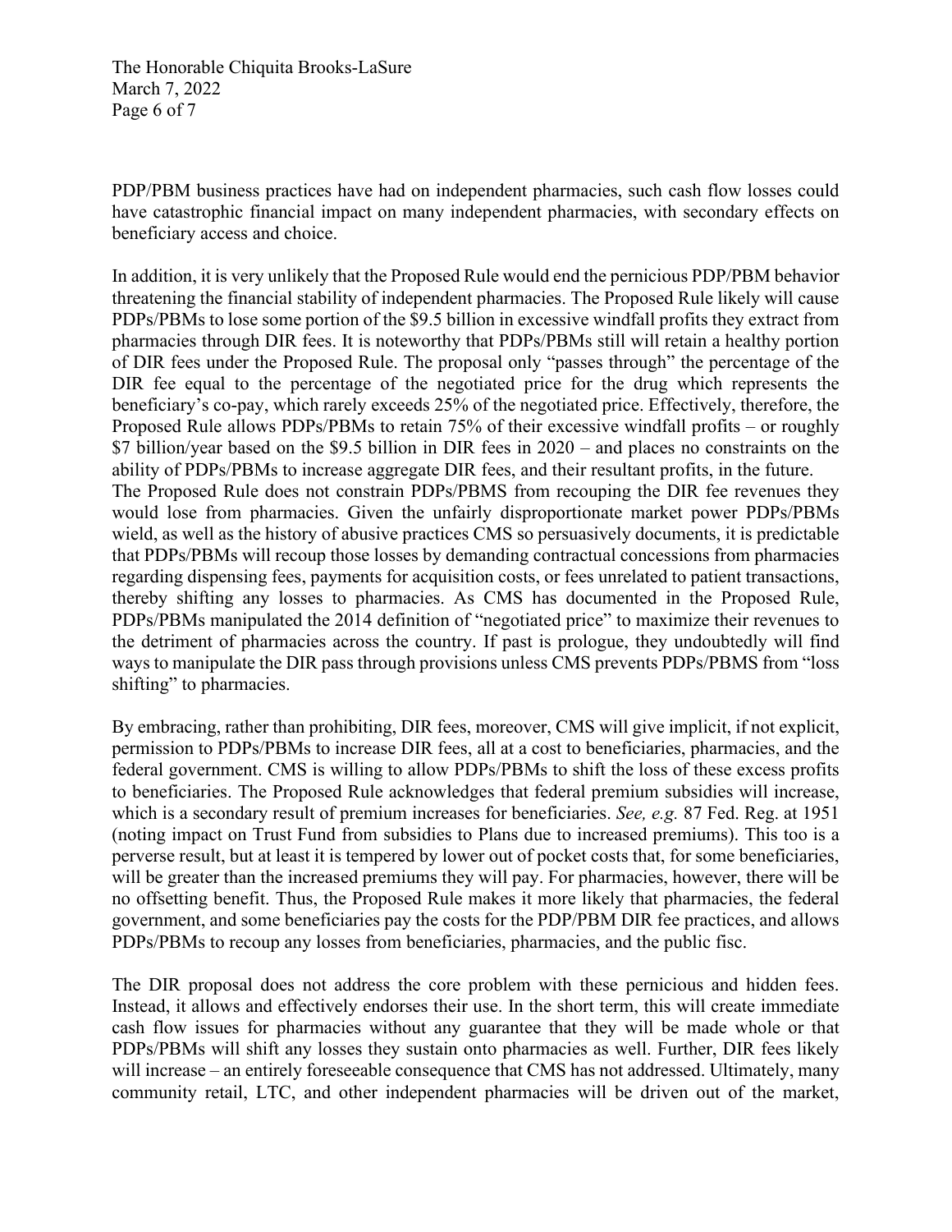PDP/PBM business practices have had on independent pharmacies, such cash flow losses could have catastrophic financial impact on many independent pharmacies, with secondary effects on beneficiary access and choice.

In addition, it is very unlikely that the Proposed Rule would end the pernicious PDP/PBM behavior threatening the financial stability of independent pharmacies. The Proposed Rule likely will cause PDPs/PBMs to lose some portion of the $9.5 billion in excessive windfall profits they extract from pharmacies through DIR fees. It is noteworthy that PDPs/PBMs still will retain a healthy portion of DIR fees under the Proposed Rule. The proposal only "passes through" the percentage of the DIR fee equal to the percentage of the negotiated price for the drug which represents the beneficiary's co-pay, which rarely exceeds 25% of the negotiated price. Effectively, therefore, the Proposed Rule allows PDPs/PBMs to retain 75% of their excessive windfall profits – or roughly $7 billion/year based on the $9.5 billion in DIR fees in 2020 – and places no constraints on the ability of PDPs/PBMs to increase aggregate DIR fees, and their resultant profits, in the future.

The Proposed Rule does not constrain PDPs/PBMS from recouping the DIR fee revenues they would lose from pharmacies. Given the unfairly disproportionate market power PDPs/PBMs wield, as well as the history of abusive practices CMS so persuasively documents, it is predictable that PDPs/PBMs will recoup those losses by demanding contractual concessions from pharmacies regarding dispensing fees, payments for acquisition costs, or fees unrelated to patient transactions, thereby shifting any losses to pharmacies. As CMS has documented in the Proposed Rule, PDPs/PBMs manipulated the 2014 definition of "negotiated price" to maximize their revenues to the detriment of pharmacies across the country. If past is prologue, they undoubtedly will find ways to manipulate the DIR pass through provisions unless CMS prevents PDPs/PBMS from "loss shifting" to pharmacies.

By embracing, rather than prohibiting, DIR fees, moreover, CMS will give implicit, if not explicit, permission to PDPs/PBMs to increase DIR fees, all at a cost to beneficiaries, pharmacies, and the federal government. CMS is willing to allow PDPs/PBMs to shift the loss of these excess profits to beneficiaries. The Proposed Rule acknowledges that federal premium subsidies will increase, which is a secondary result of premium increases for beneficiaries. *See, e.g.* 87 Fed. Reg. at 1951 (noting impact on Trust Fund from subsidies to Plans due to increased premiums). This too is a perverse result, but at least it is tempered by lower out of pocket costs that, for some beneficiaries, will be greater than the increased premiums they will pay. For pharmacies, however, there will be no offsetting benefit. Thus, the Proposed Rule makes it more likely that pharmacies, the federal government, and some beneficiaries pay the costs for the PDP/PBM DIR fee practices, and allows PDPs/PBMs to recoup any losses from beneficiaries, pharmacies, and the public fisc.

The DIR proposal does not address the core problem with these pernicious and hidden fees. Instead, it allows and effectively endorses their use. In the short term, this will create immediate cash flow issues for pharmacies without any guarantee that they will be made whole or that PDPs/PBMs will shift any losses they sustain onto pharmacies as well. Further, DIR fees likely will increase – an entirely foreseeable consequence that CMS has not addressed. Ultimately, many community retail, LTC, and other independent pharmacies will be driven out of the market,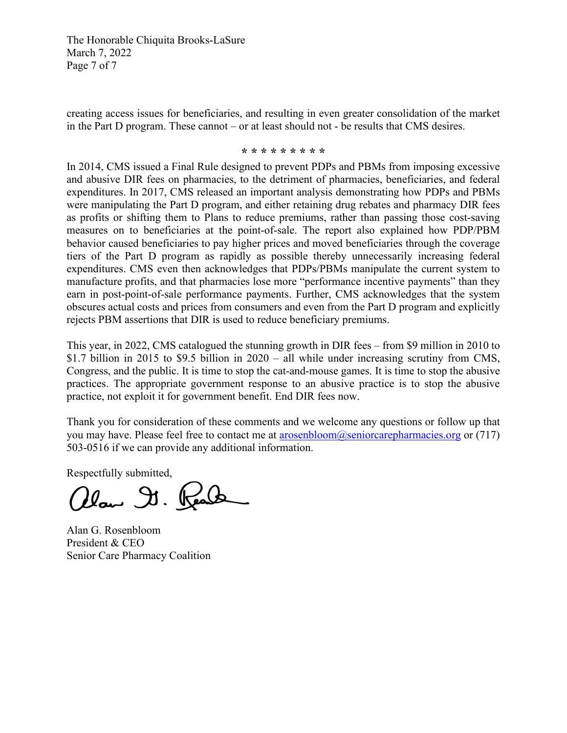creating access issues for beneficiaries, and resulting in even greater consolidation of the market in the Part D program. These cannot – or at least should not - be results that CMS desires.

\* \* \* \* \* \* \* \* \*

In 2014, CMS issued a Final Rule designed to prevent PDPs and PBMs from imposing excessive and abusive DIR fees on pharmacies, to the detriment of pharmacies, beneficiaries, and federal expenditures. In 2017, CMS released an important analysis demonstrating how PDPs and PBMs were manipulating the Part D program, and either retaining drug rebates and pharmacy DIR fees as profits or shifting them to Plans to reduce premiums, rather than passing those cost-saving measures on to beneficiaries at the point-of-sale. The report also explained how PDP/PBM behavior caused beneficiaries to pay higher prices and moved beneficiaries through the coverage tiers of the Part D program as rapidly as possible thereby unnecessarily increasing federal expenditures. CMS even then acknowledges that PDPs/PBMs manipulate the current system to manufacture profits, and that pharmacies lose more "performance incentive payments" than they earn in post-point-of-sale performance payments. Further, CMS acknowledges that the system obscures actual costs and prices from consumers and even from the Part D program and explicitly rejects PBM assertions that DIR is used to reduce beneficiary premiums.

This year, in 2022, CMS catalogued the stunning growth in DIR fees – from $9 million in 2010 to $1.7 billion in 2015 to $9.5 billion in 2020 – all while under increasing scrutiny from CMS, Congress, and the public. It is time to stop the cat-and-mouse games. It is time to stop the abusive practices. The appropriate government response to an abusive practice is to stop the abusive practice, not exploit it for government benefit. End DIR fees now.

Thank you for consideration of these comments and we welcome any questions or follow up that you may have. Please feel free to contact me at arosenbloom@seniorcarepharmacies.org or (717) 503-0516 if we can provide any additional information.

Respectfully submitted,

Alan G. Rosenbloom
President & CEO
Senior Care Pharmacy Coalition